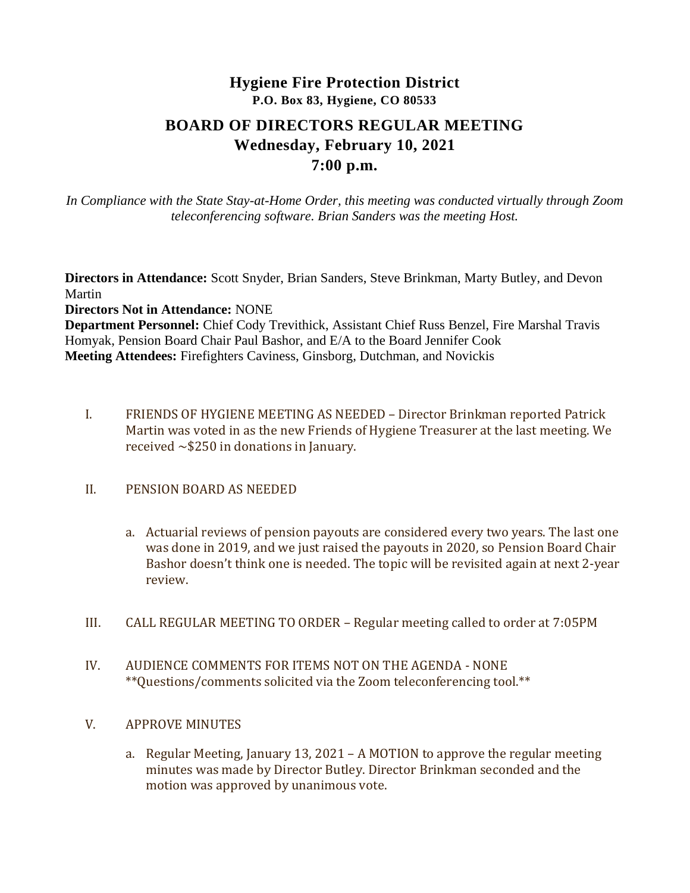# Hygiene Fire Protection District

**P.O. Box 83, Hygiene, CO 80533**

## BOARD OF DIRECTORS REGULAR MEETING

### Wednesday, February 10, 2021

### 7:00 p.m.

*In Compliance with the State Stay-at-Home Order, this meeting was conducted virtually through Zoom teleconferencing software. Brian Sanders was the meeting Host.*

**Directors in Attendance:** Scott Snyder, Brian Sanders, Steve Brinkman, Marty Butley, and Devon Martin
**Directors Not in Attendance:** NONE
**Department Personnel:** Chief Cody Trevithick, Assistant Chief Russ Benzel, Fire Marshal Travis Homyak, Pension Board Chair Paul Bashor, and E/A to the Board Jennifer Cook
**Meeting Attendees:** Firefighters Caviness, Ginsborg, Dutchman, and Novickis

I. FRIENDS OF HYGIENE MEETING AS NEEDED – Director Brinkman reported Patrick Martin was voted in as the new Friends of Hygiene Treasurer at the last meeting. We received ~$250 in donations in January.

II. PENSION BOARD AS NEEDED

   a. Actuarial reviews of pension payouts are considered every two years. The last one was done in 2019, and we just raised the payouts in 2020, so Pension Board Chair Bashor doesn't think one is needed. The topic will be revisited again at next 2-year review.

III. CALL REGULAR MEETING TO ORDER – Regular meeting called to order at 7:05PM

IV. AUDIENCE COMMENTS FOR ITEMS NOT ON THE AGENDA - NONE
**Questions/comments solicited via the Zoom teleconferencing tool.**

V. APPROVE MINUTES

   a. Regular Meeting, January 13, 2021 – A MOTION to approve the regular meeting minutes was made by Director Butley. Director Brinkman seconded and the motion was approved by unanimous vote.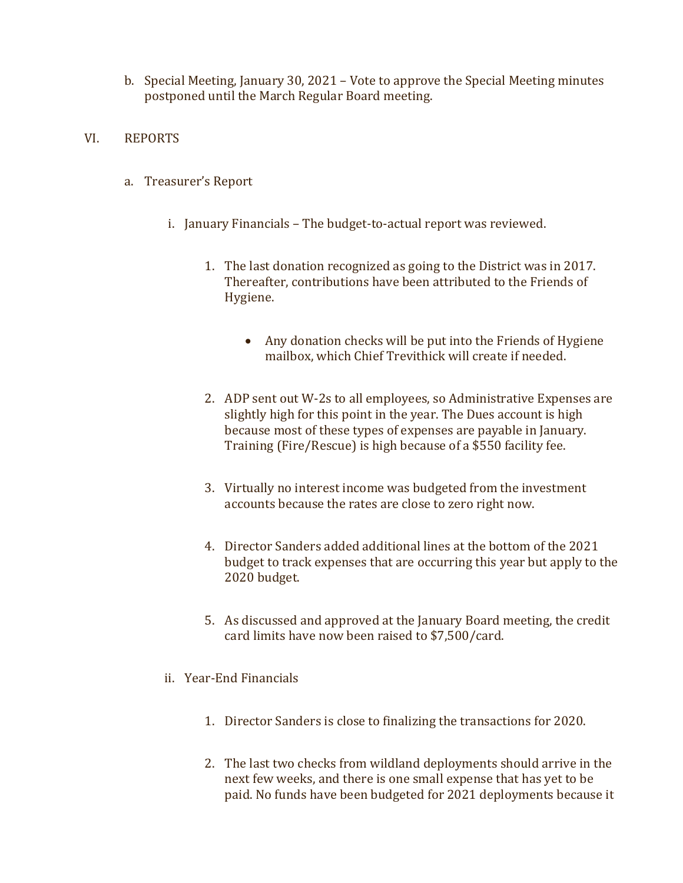b. Special Meeting, January 30, 2021 – Vote to approve the Special Meeting minutes postponed until the March Regular Board meeting.

VI. REPORTS

a. Treasurer's Report

i. January Financials – The budget-to-actual report was reviewed.

1. The last donation recognized as going to the District was in 2017. Thereafter, contributions have been attributed to the Friends of Hygiene.

   - Any donation checks will be put into the Friends of Hygiene mailbox, which Chief Trevithick will create if needed.

2. ADP sent out W-2s to all employees, so Administrative Expenses are slightly high for this point in the year. The Dues account is high because most of these types of expenses are payable in January. Training (Fire/Rescue) is high because of a $550 facility fee.

3. Virtually no interest income was budgeted from the investment accounts because the rates are close to zero right now.

4. Director Sanders added additional lines at the bottom of the 2021 budget to track expenses that are occurring this year but apply to the 2020 budget.

5. As discussed and approved at the January Board meeting, the credit card limits have now been raised to $7,500/card.

ii. Year-End Financials

1. Director Sanders is close to finalizing the transactions for 2020.

2. The last two checks from wildland deployments should arrive in the next few weeks, and there is one small expense that has yet to be paid. No funds have been budgeted for 2021 deployments because it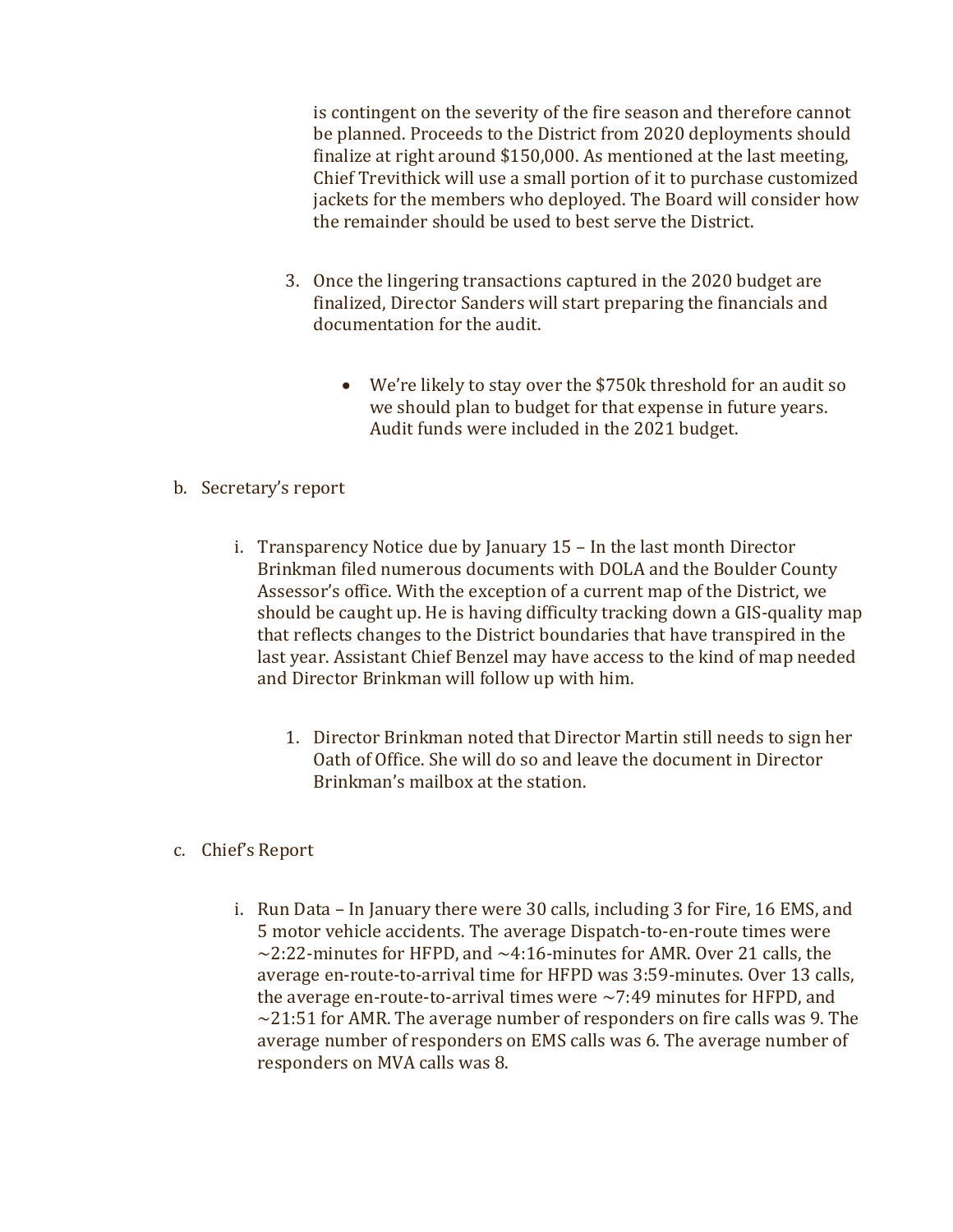is contingent on the severity of the fire season and therefore cannot be planned. Proceeds to the District from 2020 deployments should finalize at right around $150,000. As mentioned at the last meeting, Chief Trevithick will use a small portion of it to purchase customized jackets for the members who deployed. The Board will consider how the remainder should be used to best serve the District.

3. Once the lingering transactions captured in the 2020 budget are finalized, Director Sanders will start preparing the financials and documentation for the audit.

   - We're likely to stay over the $750k threshold for an audit so we should plan to budget for that expense in future years. Audit funds were included in the 2021 budget.

b. Secretary's report

   i. Transparency Notice due by January 15 – In the last month Director Brinkman filed numerous documents with DOLA and the Boulder County Assessor's office. With the exception of a current map of the District, we should be caught up. He is having difficulty tracking down a GIS-quality map that reflects changes to the District boundaries that have transpired in the last year. Assistant Chief Benzel may have access to the kind of map needed and Director Brinkman will follow up with him.

      1. Director Brinkman noted that Director Martin still needs to sign her Oath of Office. She will do so and leave the document in Director Brinkman's mailbox at the station.

c. Chief's Report

   i. Run Data – In January there were 30 calls, including 3 for Fire, 16 EMS, and 5 motor vehicle accidents. The average Dispatch-to-en-route times were ~2:22-minutes for HFPD, and ~4:16-minutes for AMR. Over 21 calls, the average en-route-to-arrival time for HFPD was 3:59-minutes. Over 13 calls, the average en-route-to-arrival times were ~7:49 minutes for HFPD, and ~21:51 for AMR. The average number of responders on fire calls was 9. The average number of responders on EMS calls was 6. The average number of responders on MVA calls was 8.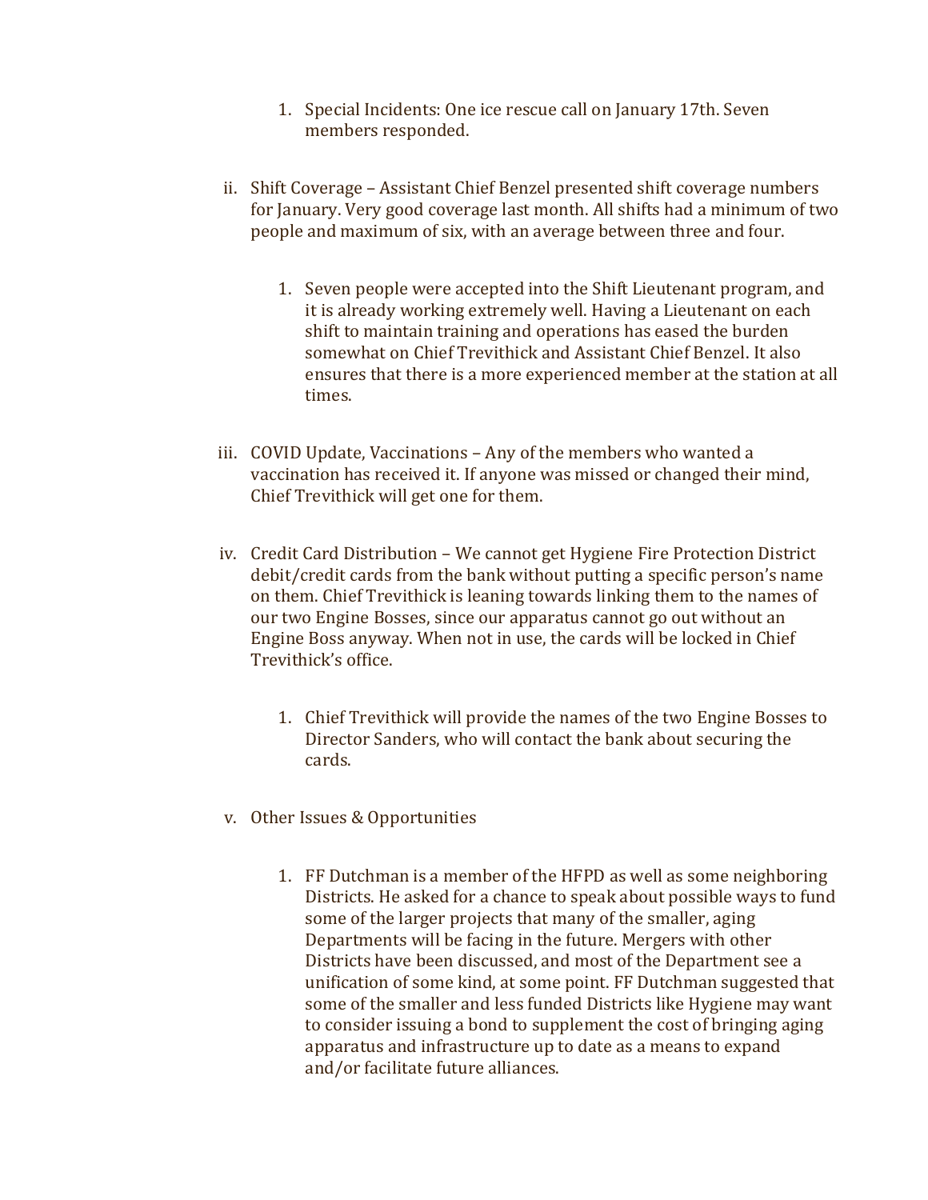1. Special Incidents: One ice rescue call on January 17th. Seven members responded.

ii. Shift Coverage – Assistant Chief Benzel presented shift coverage numbers for January. Very good coverage last month. All shifts had a minimum of two people and maximum of six, with an average between three and four.

   1. Seven people were accepted into the Shift Lieutenant program, and it is already working extremely well. Having a Lieutenant on each shift to maintain training and operations has eased the burden somewhat on Chief Trevithick and Assistant Chief Benzel. It also ensures that there is a more experienced member at the station at all times.

iii. COVID Update, Vaccinations – Any of the members who wanted a vaccination has received it. If anyone was missed or changed their mind, Chief Trevithick will get one for them.

iv. Credit Card Distribution – We cannot get Hygiene Fire Protection District debit/credit cards from the bank without putting a specific person's name on them. Chief Trevithick is leaning towards linking them to the names of our two Engine Bosses, since our apparatus cannot go out without an Engine Boss anyway. When not in use, the cards will be locked in Chief Trevithick's office.

   1. Chief Trevithick will provide the names of the two Engine Bosses to Director Sanders, who will contact the bank about securing the cards.

v. Other Issues & Opportunities

   1. FF Dutchman is a member of the HFPD as well as some neighboring Districts. He asked for a chance to speak about possible ways to fund some of the larger projects that many of the smaller, aging Departments will be facing in the future. Mergers with other Districts have been discussed, and most of the Department see a unification of some kind, at some point. FF Dutchman suggested that some of the smaller and less funded Districts like Hygiene may want to consider issuing a bond to supplement the cost of bringing aging apparatus and infrastructure up to date as a means to expand and/or facilitate future alliances.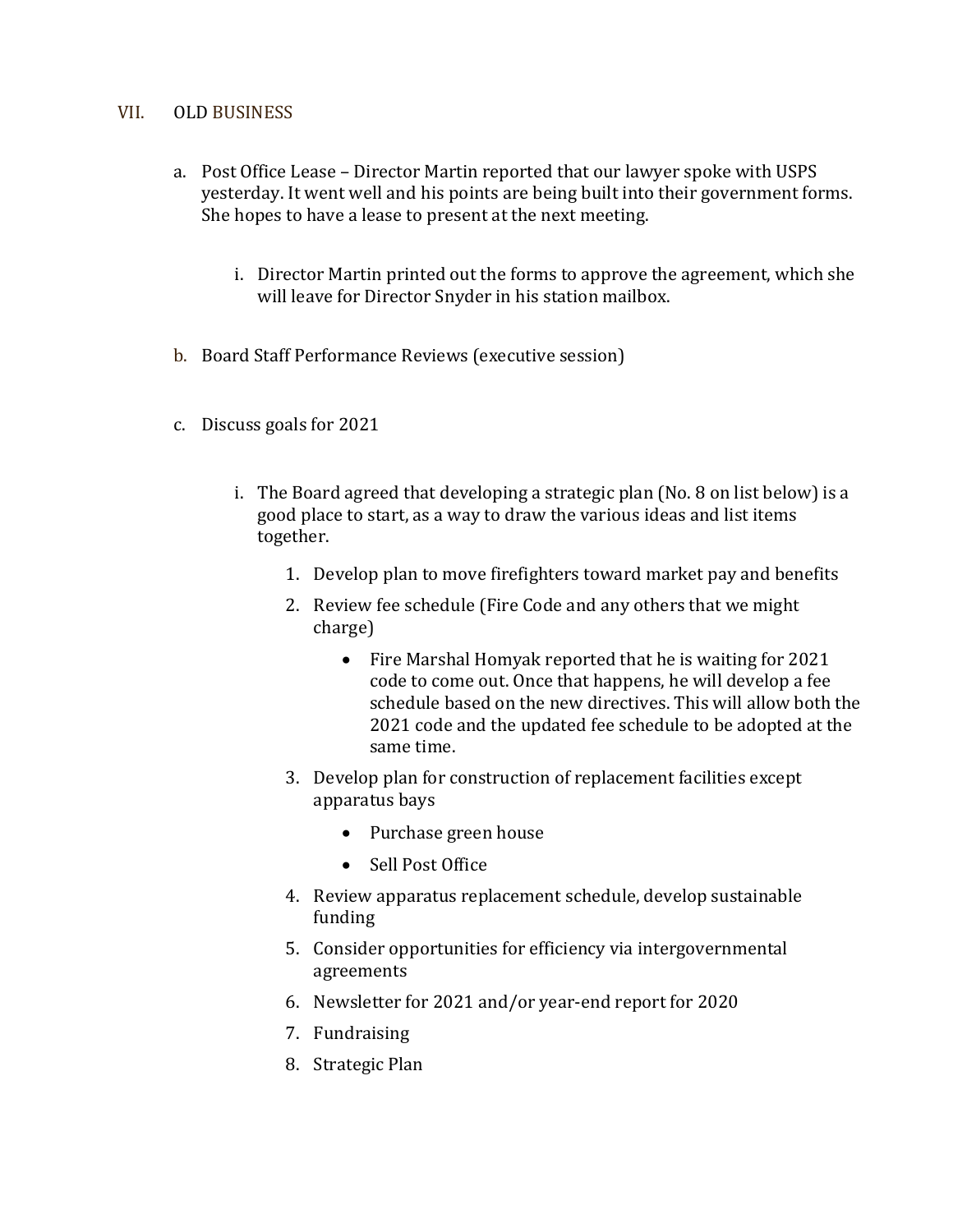## VII. OLD BUSINESS

a. Post Office Lease – Director Martin reported that our lawyer spoke with USPS yesterday. It went well and his points are being built into their government forms. She hopes to have a lease to present at the next meeting.

   i. Director Martin printed out the forms to approve the agreement, which she will leave for Director Snyder in his station mailbox.

b. Board Staff Performance Reviews (executive session)

c. Discuss goals for 2021

   i. The Board agreed that developing a strategic plan (No. 8 on list below) is a good place to start, as a way to draw the various ideas and list items together.

      1. Develop plan to move firefighters toward market pay and benefits
      2. Review fee schedule (Fire Code and any others that we might charge)
         - Fire Marshal Homyak reported that he is waiting for 2021 code to come out. Once that happens, he will develop a fee schedule based on the new directives. This will allow both the 2021 code and the updated fee schedule to be adopted at the same time.
      3. Develop plan for construction of replacement facilities except apparatus bays
         - Purchase green house
         - Sell Post Office
      4. Review apparatus replacement schedule, develop sustainable funding
      5. Consider opportunities for efficiency via intergovernmental agreements
      6. Newsletter for 2021 and/or year-end report for 2020
      7. Fundraising
      8. Strategic Plan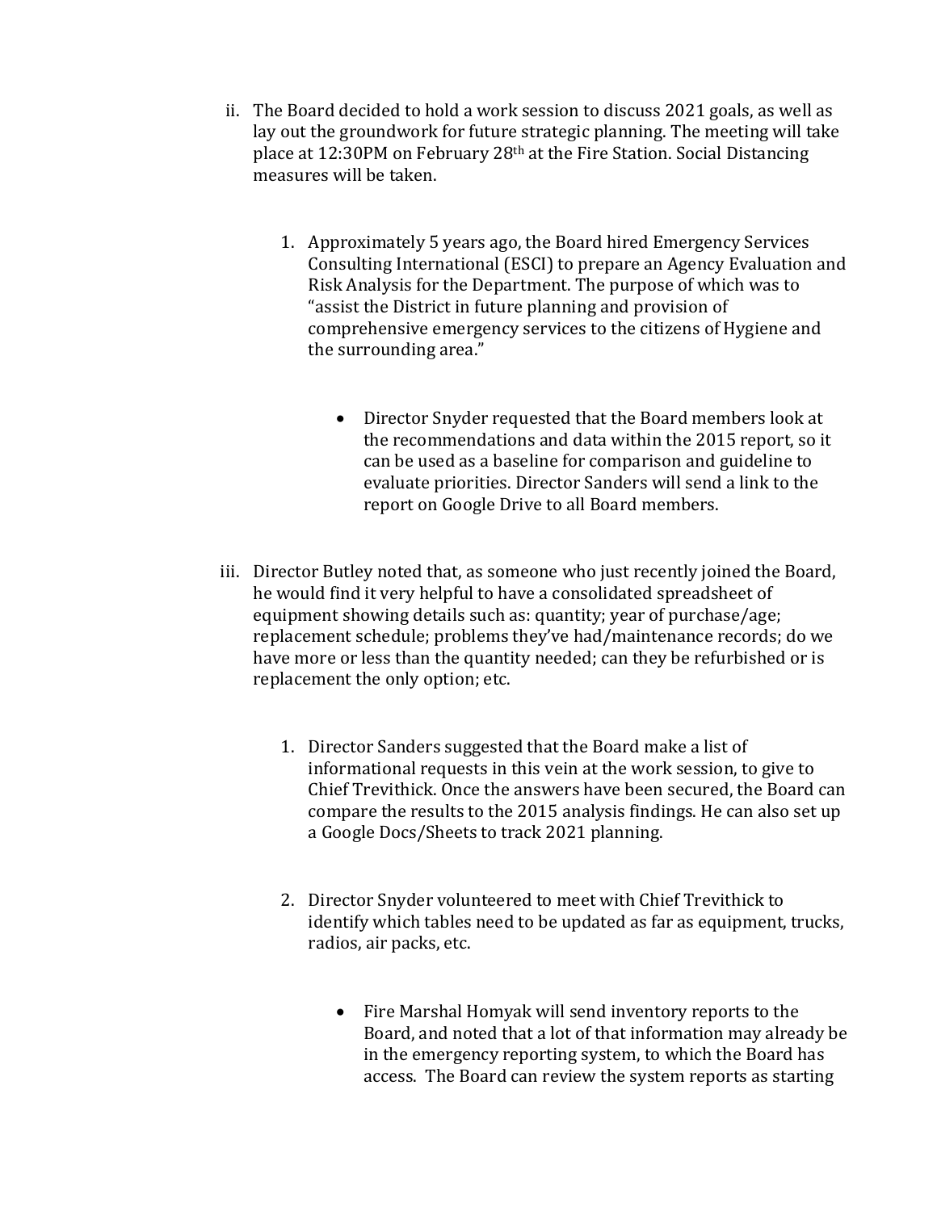ii. The Board decided to hold a work session to discuss 2021 goals, as well as lay out the groundwork for future strategic planning. The meeting will take place at 12:30PM on February 28th at the Fire Station. Social Distancing measures will be taken.

    1. Approximately 5 years ago, the Board hired Emergency Services Consulting International (ESCI) to prepare an Agency Evaluation and Risk Analysis for the Department. The purpose of which was to "assist the District in future planning and provision of comprehensive emergency services to the citizens of Hygiene and the surrounding area."

        - Director Snyder requested that the Board members look at the recommendations and data within the 2015 report, so it can be used as a baseline for comparison and guideline to evaluate priorities. Director Sanders will send a link to the report on Google Drive to all Board members.

iii. Director Butley noted that, as someone who just recently joined the Board, he would find it very helpful to have a consolidated spreadsheet of equipment showing details such as: quantity; year of purchase/age; replacement schedule; problems they've had/maintenance records; do we have more or less than the quantity needed; can they be refurbished or is replacement the only option; etc.

    1. Director Sanders suggested that the Board make a list of informational requests in this vein at the work session, to give to Chief Trevithick. Once the answers have been secured, the Board can compare the results to the 2015 analysis findings. He can also set up a Google Docs/Sheets to track 2021 planning.

    2. Director Snyder volunteered to meet with Chief Trevithick to identify which tables need to be updated as far as equipment, trucks, radios, air packs, etc.

        - Fire Marshal Homyak will send inventory reports to the Board, and noted that a lot of that information may already be in the emergency reporting system, to which the Board has access. The Board can review the system reports as starting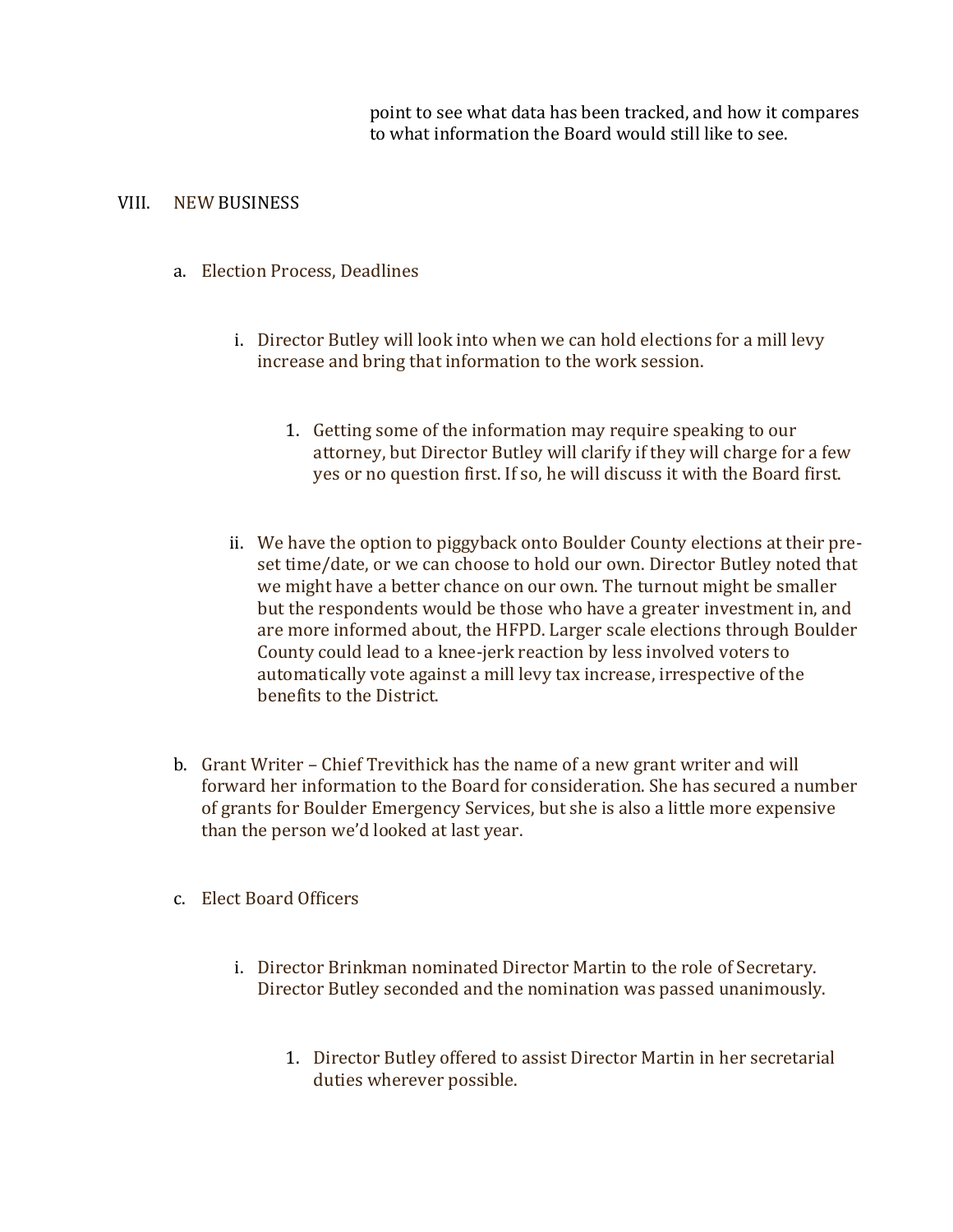point to see what data has been tracked, and how it compares to what information the Board would still like to see.

VIII. NEW BUSINESS

a. Election Process, Deadlines

    i. Director Butley will look into when we can hold elections for a mill levy increase and bring that information to the work session.

        1. Getting some of the information may require speaking to our attorney, but Director Butley will clarify if they will charge for a few yes or no question first. If so, he will discuss it with the Board first.

    ii. We have the option to piggyback onto Boulder County elections at their pre-set time/date, or we can choose to hold our own. Director Butley noted that we might have a better chance on our own. The turnout might be smaller but the respondents would be those who have a greater investment in, and are more informed about, the HFPD. Larger scale elections through Boulder County could lead to a knee-jerk reaction by less involved voters to automatically vote against a mill levy tax increase, irrespective of the benefits to the District.

b. Grant Writer – Chief Trevithick has the name of a new grant writer and will forward her information to the Board for consideration. She has secured a number of grants for Boulder Emergency Services, but she is also a little more expensive than the person we'd looked at last year.

c. Elect Board Officers

    i. Director Brinkman nominated Director Martin to the role of Secretary. Director Butley seconded and the nomination was passed unanimously.

        1. Director Butley offered to assist Director Martin in her secretarial duties wherever possible.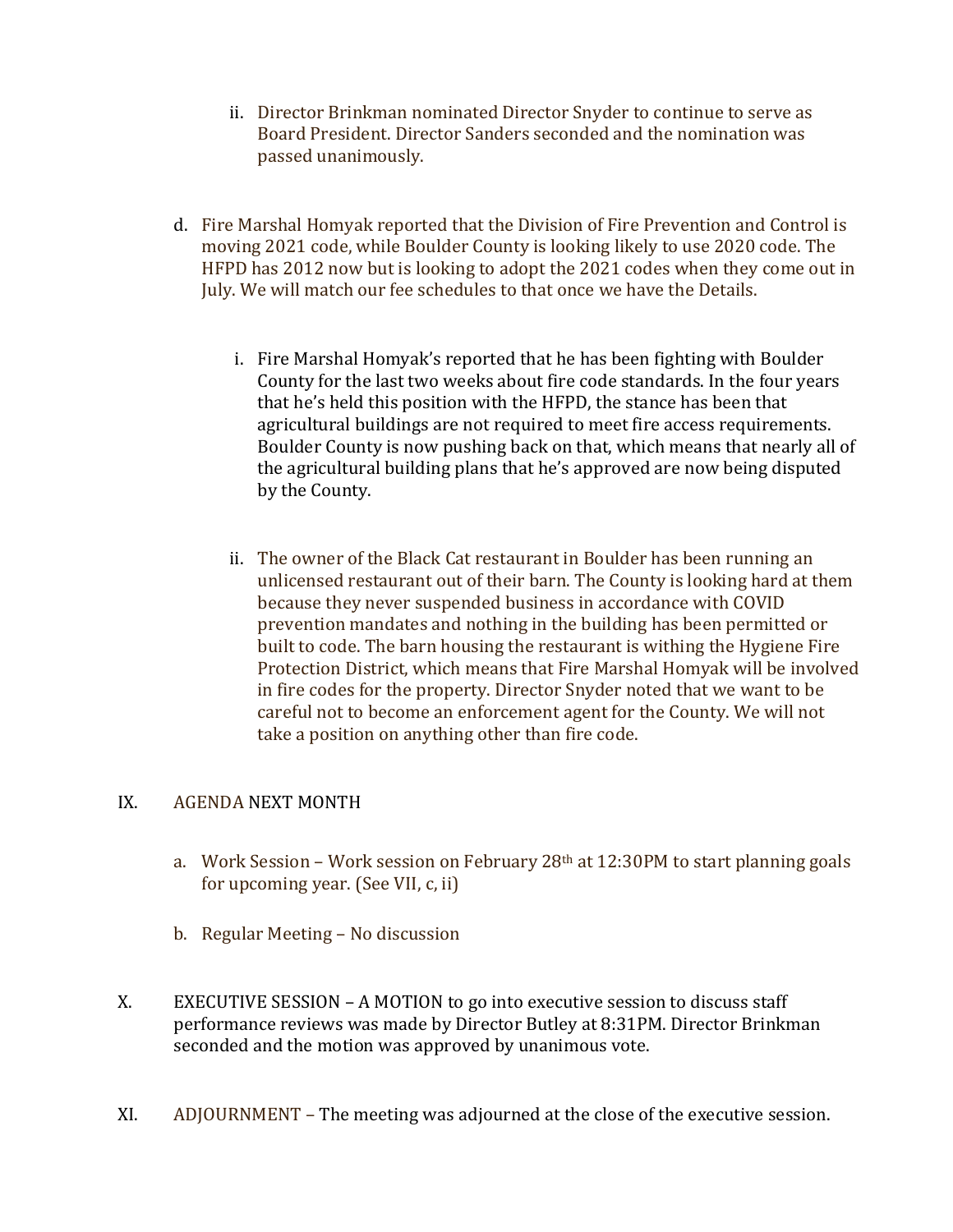ii. Director Brinkman nominated Director Snyder to continue to serve as Board President. Director Sanders seconded and the nomination was passed unanimously.

d. Fire Marshal Homyak reported that the Division of Fire Prevention and Control is moving 2021 code, while Boulder County is looking likely to use 2020 code. The HFPD has 2012 now but is looking to adopt the 2021 codes when they come out in July. We will match our fee schedules to that once we have the Details.

   i. Fire Marshal Homyak's reported that he has been fighting with Boulder County for the last two weeks about fire code standards. In the four years that he's held this position with the HFPD, the stance has been that agricultural buildings are not required to meet fire access requirements. Boulder County is now pushing back on that, which means that nearly all of the agricultural building plans that he's approved are now being disputed by the County.

   ii. The owner of the Black Cat restaurant in Boulder has been running an unlicensed restaurant out of their barn. The County is looking hard at them because they never suspended business in accordance with COVID prevention mandates and nothing in the building has been permitted or built to code. The barn housing the restaurant is withing the Hygiene Fire Protection District, which means that Fire Marshal Homyak will be involved in fire codes for the property. Director Snyder noted that we want to be careful not to become an enforcement agent for the County. We will not take a position on anything other than fire code.

IX. AGENDA NEXT MONTH

a. Work Session – Work session on February 28th at 12:30PM to start planning goals for upcoming year. (See VII, c, ii)

b. Regular Meeting – No discussion

X. EXECUTIVE SESSION – A MOTION to go into executive session to discuss staff performance reviews was made by Director Butley at 8:31PM. Director Brinkman seconded and the motion was approved by unanimous vote.

XI. ADJOURNMENT – The meeting was adjourned at the close of the executive session.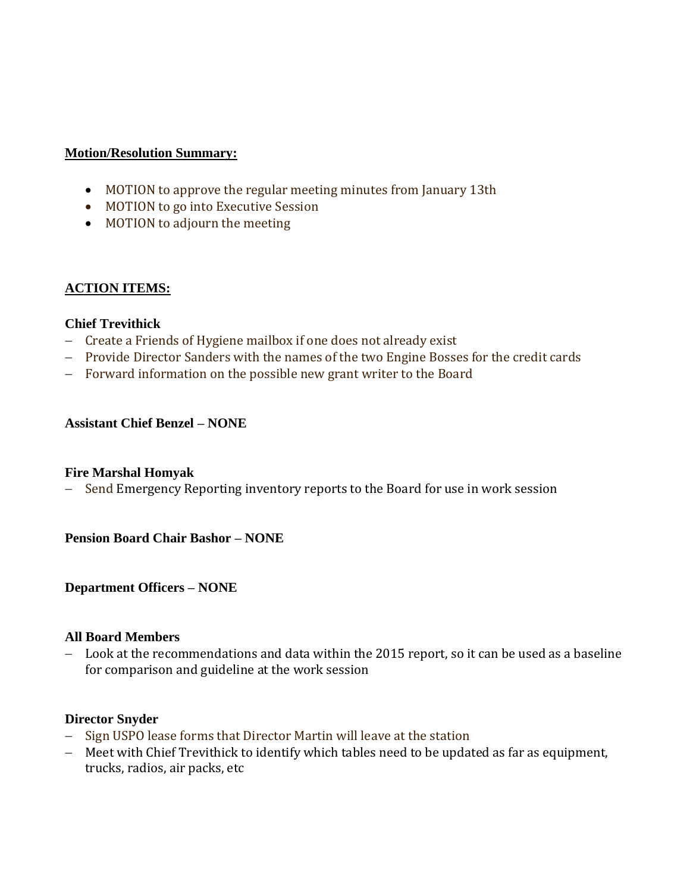**Motion/Resolution Summary:**

- MOTION to approve the regular meeting minutes from January 13th
- MOTION to go into Executive Session
- MOTION to adjourn the meeting

**ACTION ITEMS:**

**Chief Trevithick**

– Create a Friends of Hygiene mailbox if one does not already exist
– Provide Director Sanders with the names of the two Engine Bosses for the credit cards
– Forward information on the possible new grant writer to the Board

**Assistant Chief Benzel – NONE**

**Fire Marshal Homyak**

– Send Emergency Reporting inventory reports to the Board for use in work session

**Pension Board Chair Bashor – NONE**

**Department Officers – NONE**

**All Board Members**

– Look at the recommendations and data within the 2015 report, so it can be used as a baseline for comparison and guideline at the work session

**Director Snyder**

– Sign USPO lease forms that Director Martin will leave at the station
– Meet with Chief Trevithick to identify which tables need to be updated as far as equipment, trucks, radios, air packs, etc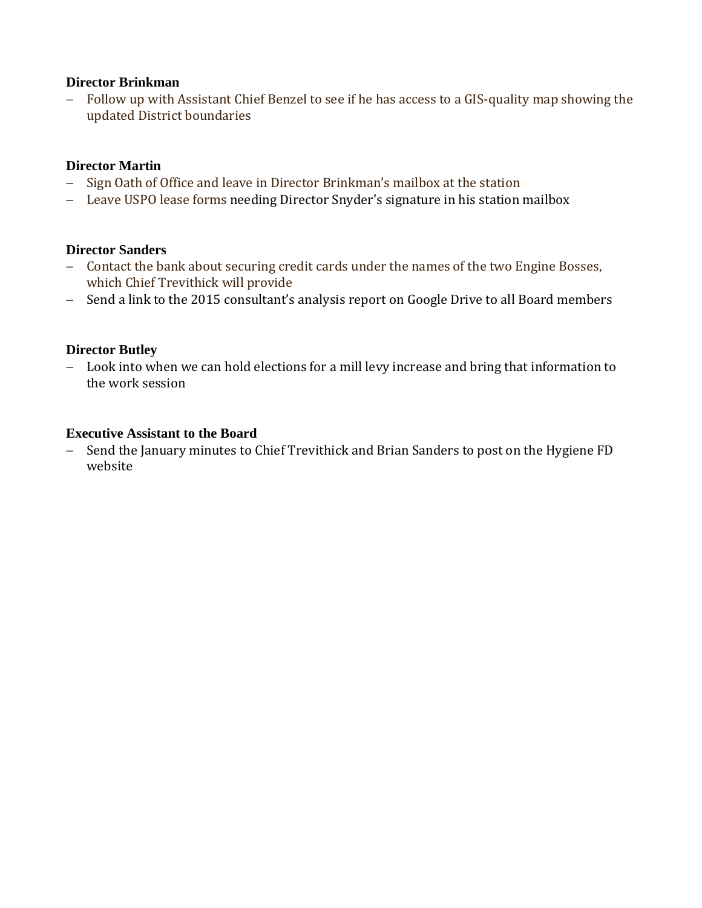**Director Brinkman**

- Follow up with Assistant Chief Benzel to see if he has access to a GIS-quality map showing the updated District boundaries

**Director Martin**

- Sign Oath of Office and leave in Director Brinkman's mailbox at the station
- Leave USPO lease forms needing Director Snyder's signature in his station mailbox

**Director Sanders**

- Contact the bank about securing credit cards under the names of the two Engine Bosses, which Chief Trevithick will provide
- Send a link to the 2015 consultant's analysis report on Google Drive to all Board members

**Director Butley**

- Look into when we can hold elections for a mill levy increase and bring that information to the work session

**Executive Assistant to the Board**

- Send the January minutes to Chief Trevithick and Brian Sanders to post on the Hygiene FD website